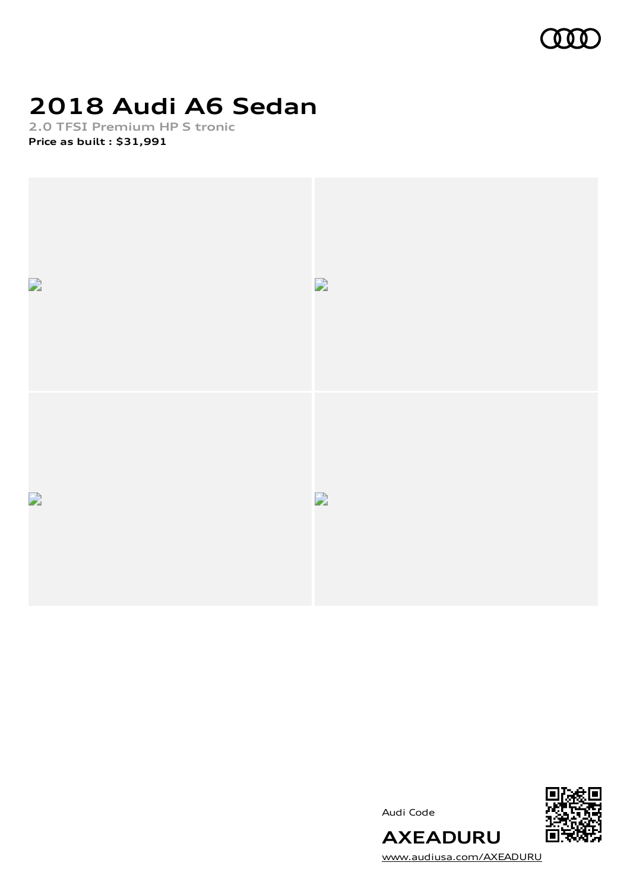# 2018 Audi A6 Sedan

**2.0 TFSI Premium HP S tronic**

**Price as built : $31,991**

Audi Code

**AXEADURU**

[www.audiusa.com/AXEADURU](www.audiusa.com/AXEADURU)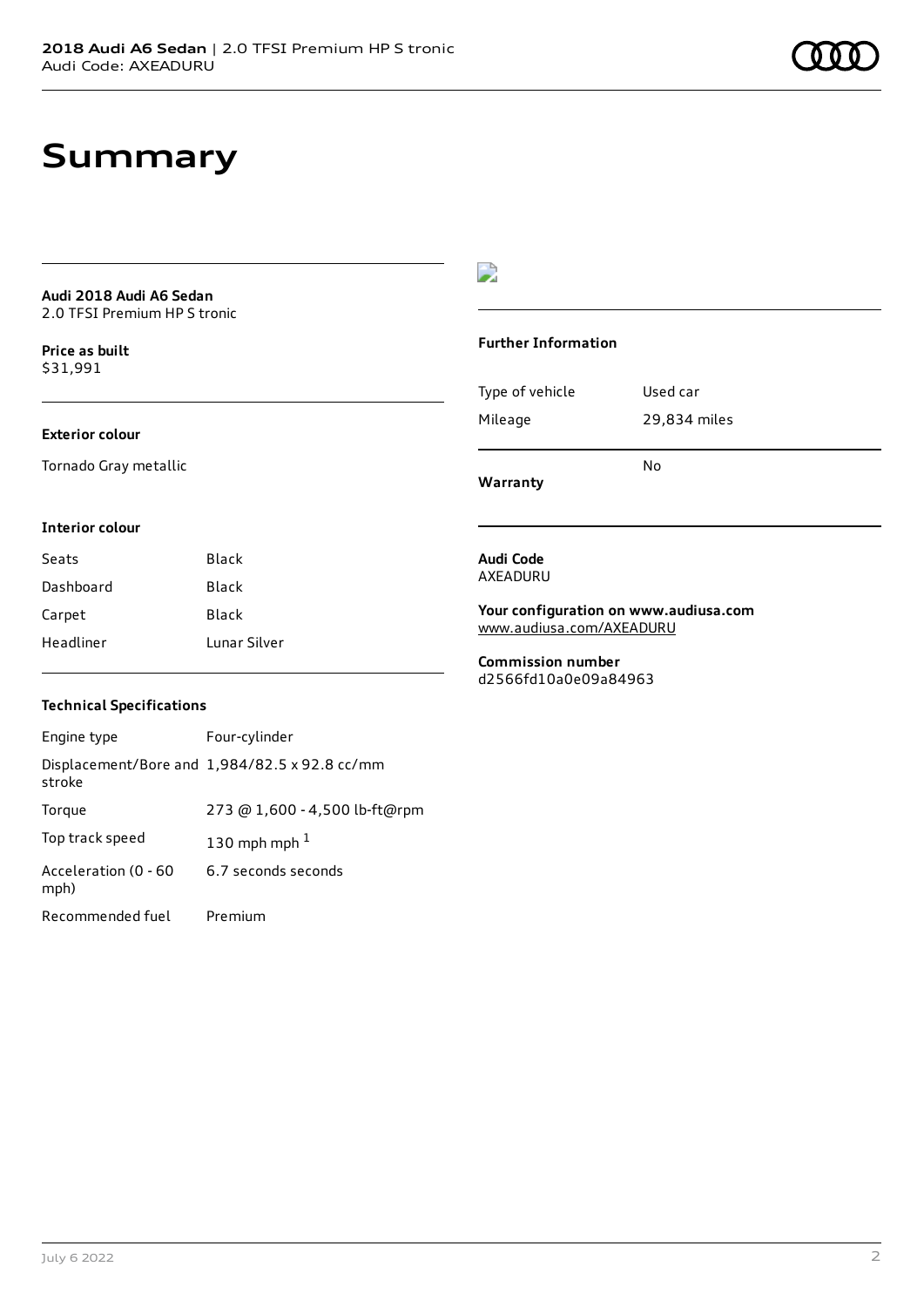# Summary

**Audi 2018 Audi A6 Sedan**
2.0 TFSI Premium HP S tronic

**Price as built**
$31,991

### Exterior colour

Tornado Gray metallic

### Interior colour

| | |
|---|---|
| Seats | Black |
| Dashboard | Black |
| Carpet | Black |
| Headliner | Lunar Silver |

### Technical Specifications

| | |
|---|---|
| Engine type | Four-cylinder |
| Displacement/Bore and stroke | 1,984/82.5 x 92.8 cc/mm |
| Torque | 273 @ 1,600 - 4,500 lb-ft@rpm |
| Top track speed | 130 mph mph [1] |
| Acceleration (0 - 60 mph) | 6.7 seconds seconds |
| Recommended fuel | Premium |

### Further Information

| | |
|---|---|
| Type of vehicle | Used car |
| Mileage | 29,834 miles |
| **Warranty** | No |

**Audi Code**
AXEADURU

**Your configuration on www.audiusa.com**
www.audiusa.com/AXEADURU

**Commission number**
d2566fd10a0e09a84963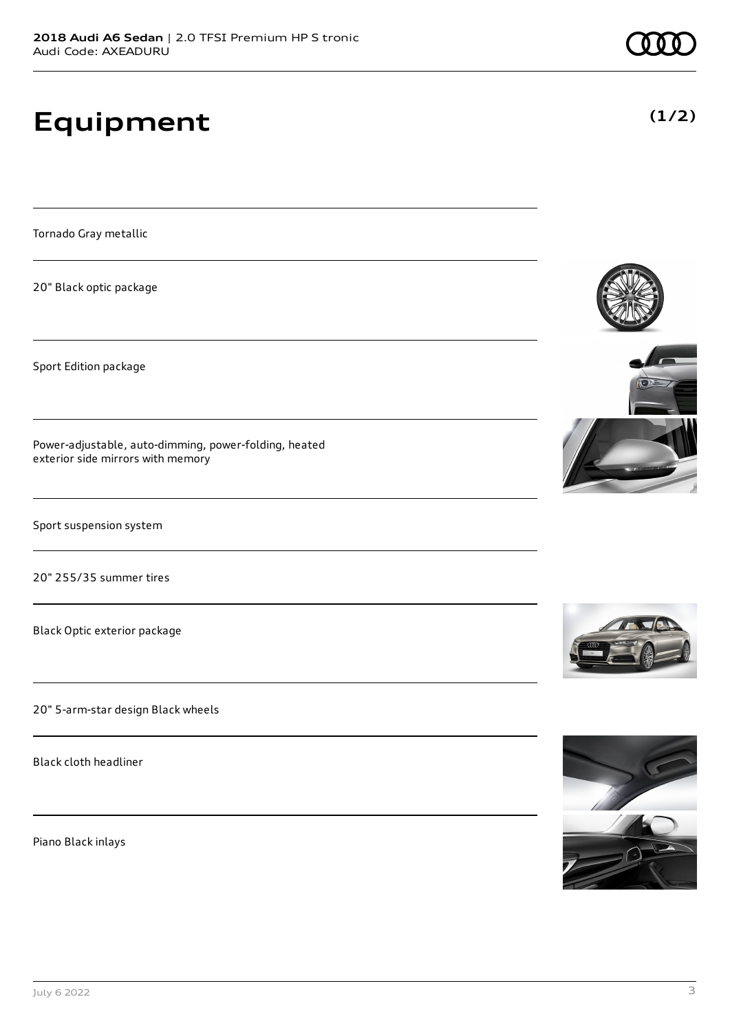# Equipment

**(1/2)**

Tornado Gray metallic

20" Black optic package

Sport Edition package

Power-adjustable, auto-dimming, power-folding, heated exterior side mirrors with memory

Sport suspension system

20" 255/35 summer tires

Black Optic exterior package

20" 5-arm-star design Black wheels

Black cloth headliner

Piano Black inlays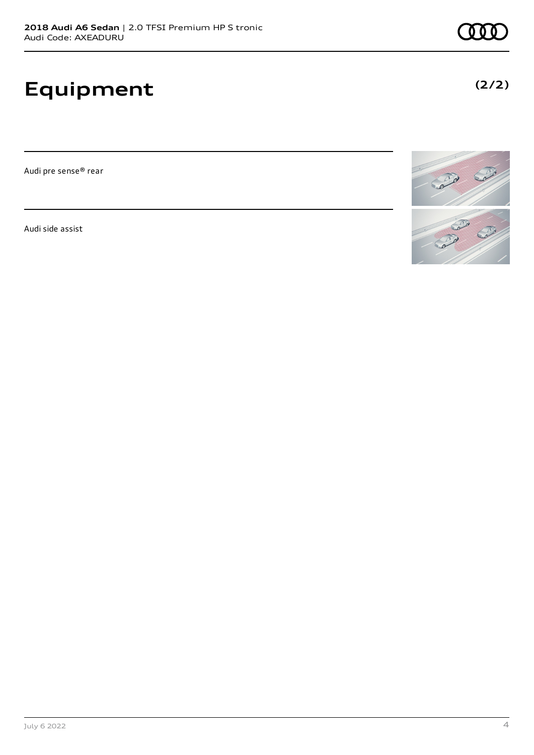# Equipment

**(2/2)**

Audi pre sense® rear

Audi side assist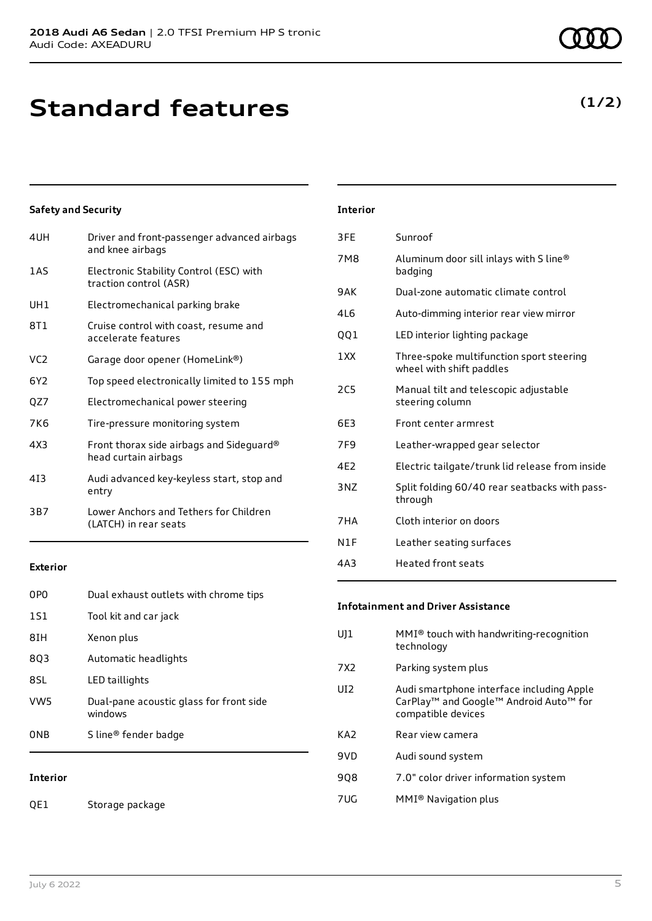**2018 Audi A6 Sedan** | 2.0 TFSI Premium HP S tronic
Audi Code: AXEADURU

# Standard features

**(1/2)**

### Safety and Security

| | |
|---|---|
| 4UH | Driver and front-passenger advanced airbags and knee airbags |
| 1AS | Electronic Stability Control (ESC) with traction control (ASR) |
| UH1 | Electromechanical parking brake |
| 8T1 | Cruise control with coast, resume and accelerate features |
| VC2 | Garage door opener (HomeLink®) |
| 6Y2 | Top speed electronically limited to 155 mph |
| QZ7 | Electromechanical power steering |
| 7K6 | Tire-pressure monitoring system |
| 4X3 | Front thorax side airbags and Sideguard® head curtain airbags |
| 4I3 | Audi advanced key-keyless start, stop and entry |
| 3B7 | Lower Anchors and Tethers for Children (LATCH) in rear seats |

### Exterior

| | |
|---|---|
| 0P0 | Dual exhaust outlets with chrome tips |
| 1S1 | Tool kit and car jack |
| 8IH | Xenon plus |
| 8Q3 | Automatic headlights |
| 8SL | LED taillights |
| VW5 | Dual-pane acoustic glass for front side windows |
| 0NB | S line® fender badge |

### Interior

| | |
|---|---|
| QE1 | Storage package |
| 3FE | Sunroof |
| 7M8 | Aluminum door sill inlays with S line® badging |
| 9AK | Dual-zone automatic climate control |
| 4L6 | Auto-dimming interior rear view mirror |
| QQ1 | LED interior lighting package |
| 1XX | Three-spoke multifunction sport steering wheel with shift paddles |
| 2C5 | Manual tilt and telescopic adjustable steering column |
| 6E3 | Front center armrest |
| 7F9 | Leather-wrapped gear selector |
| 4E2 | Electric tailgate/trunk lid release from inside |
| 3NZ | Split folding 60/40 rear seatbacks with pass-through |
| 7HA | Cloth interior on doors |
| N1F | Leather seating surfaces |
| 4A3 | Heated front seats |

### Infotainment and Driver Assistance

| | |
|---|---|
| UJ1 | MMI® touch with handwriting-recognition technology |
| 7X2 | Parking system plus |
| UI2 | Audi smartphone interface including Apple CarPlay™ and Google™ Android Auto™ for compatible devices |
| KA2 | Rear view camera |
| 9VD | Audi sound system |
| 9Q8 | 7.0" color driver information system |
| 7UG | MMI® Navigation plus |

July 6 2022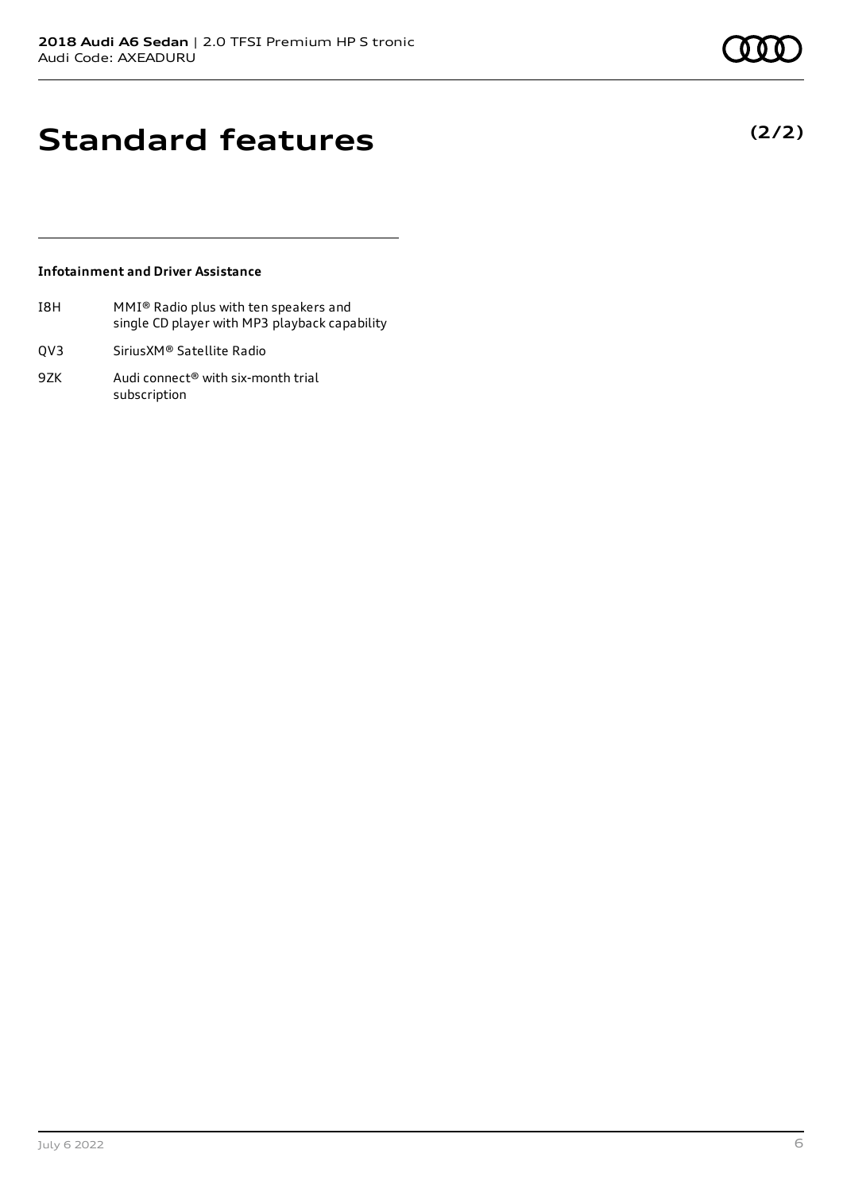# Standard features

**(2/2)**

### Infotainment and Driver Assistance

| | |
|---|---|
| I8H | MMI® Radio plus with ten speakers and single CD player with MP3 playback capability |
| QV3 | SiriusXM® Satellite Radio |
| 9ZK | Audi connect® with six-month trial subscription |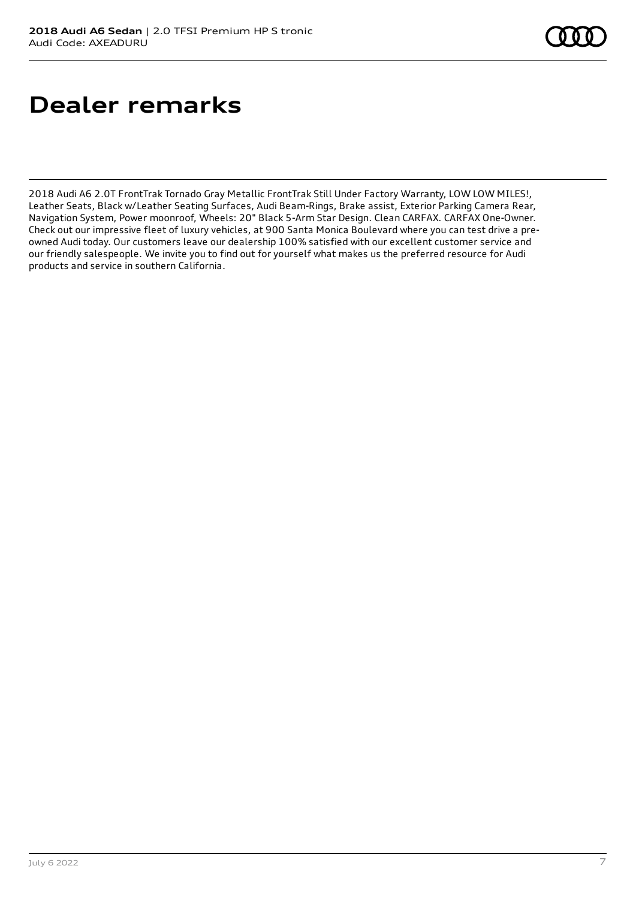# Dealer remarks

2018 Audi A6 2.0T FrontTrak Tornado Gray Metallic FrontTrak Still Under Factory Warranty, LOW LOW MILES!, Leather Seats, Black w/Leather Seating Surfaces, Audi Beam-Rings, Brake assist, Exterior Parking Camera Rear, Navigation System, Power moonroof, Wheels: 20" Black 5-Arm Star Design. Clean CARFAX. CARFAX One-Owner. Check out our impressive fleet of luxury vehicles, at 900 Santa Monica Boulevard where you can test drive a pre-owned Audi today. Our customers leave our dealership 100% satisfied with our excellent customer service and our friendly salespeople. We invite you to find out for yourself what makes us the preferred resource for Audi products and service in southern California.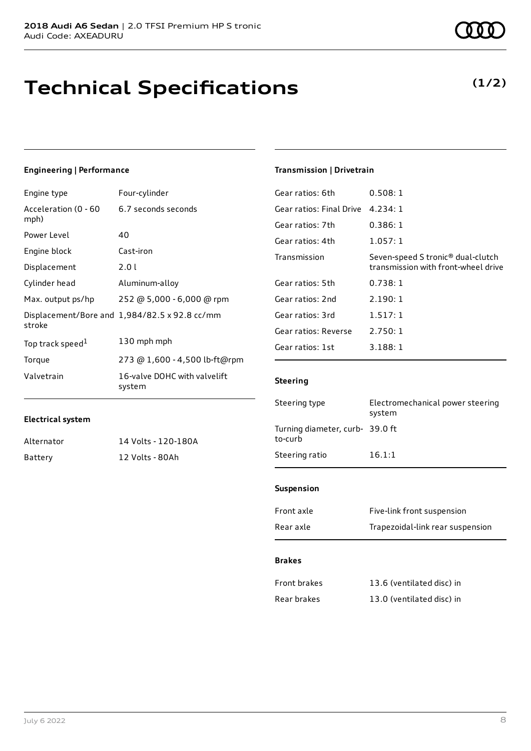**2018 Audi A6 Sedan** | 2.0 TFSI Premium HP S tronic
Audi Code: AXEADURU

# Technical Specifications

**(1/2)**

### Engineering | Performance

| | |
|---|---|
| Engine type | Four-cylinder |
| Acceleration (0 - 60 mph) | 6.7 seconds seconds |
| Power Level | 40 |
| Engine block | Cast-iron |
| Displacement | 2.0 l |
| Cylinder head | Aluminum-alloy |
| Max. output ps/hp | 252 @ 5,000 - 6,000 @ rpm |
| Displacement/Bore and stroke | 1,984/82.5 x 92.8 cc/mm |
| Top track speed[1] | 130 mph mph |
| Torque | 273 @ 1,600 - 4,500 lb-ft@rpm |
| Valvetrain | 16-valve DOHC with valvelift system |

### Electrical system

| | |
|---|---|
| Alternator | 14 Volts - 120-180A |
| Battery | 12 Volts - 80Ah |

### Transmission | Drivetrain

| | |
|---|---|
| Gear ratios: 6th | 0.508: 1 |
| Gear ratios: Final Drive | 4.234: 1 |
| Gear ratios: 7th | 0.386: 1 |
| Gear ratios: 4th | 1.057: 1 |
| Transmission | Seven-speed S tronic® dual-clutch transmission with front-wheel drive |
| Gear ratios: 5th | 0.738: 1 |
| Gear ratios: 2nd | 2.190: 1 |
| Gear ratios: 3rd | 1.517: 1 |
| Gear ratios: Reverse | 2.750: 1 |
| Gear ratios: 1st | 3.188: 1 |

### Steering

| | |
|---|---|
| Steering type | Electromechanical power steering system |
| Turning diameter, curb-to-curb | 39.0 ft |
| Steering ratio | 16.1:1 |

### Suspension

| | |
|---|---|
| Front axle | Five-link front suspension |
| Rear axle | Trapezoidal-link rear suspension |

### Brakes

| | |
|---|---|
| Front brakes | 13.6 (ventilated disc) in |
| Rear brakes | 13.0 (ventilated disc) in |

July 6 2022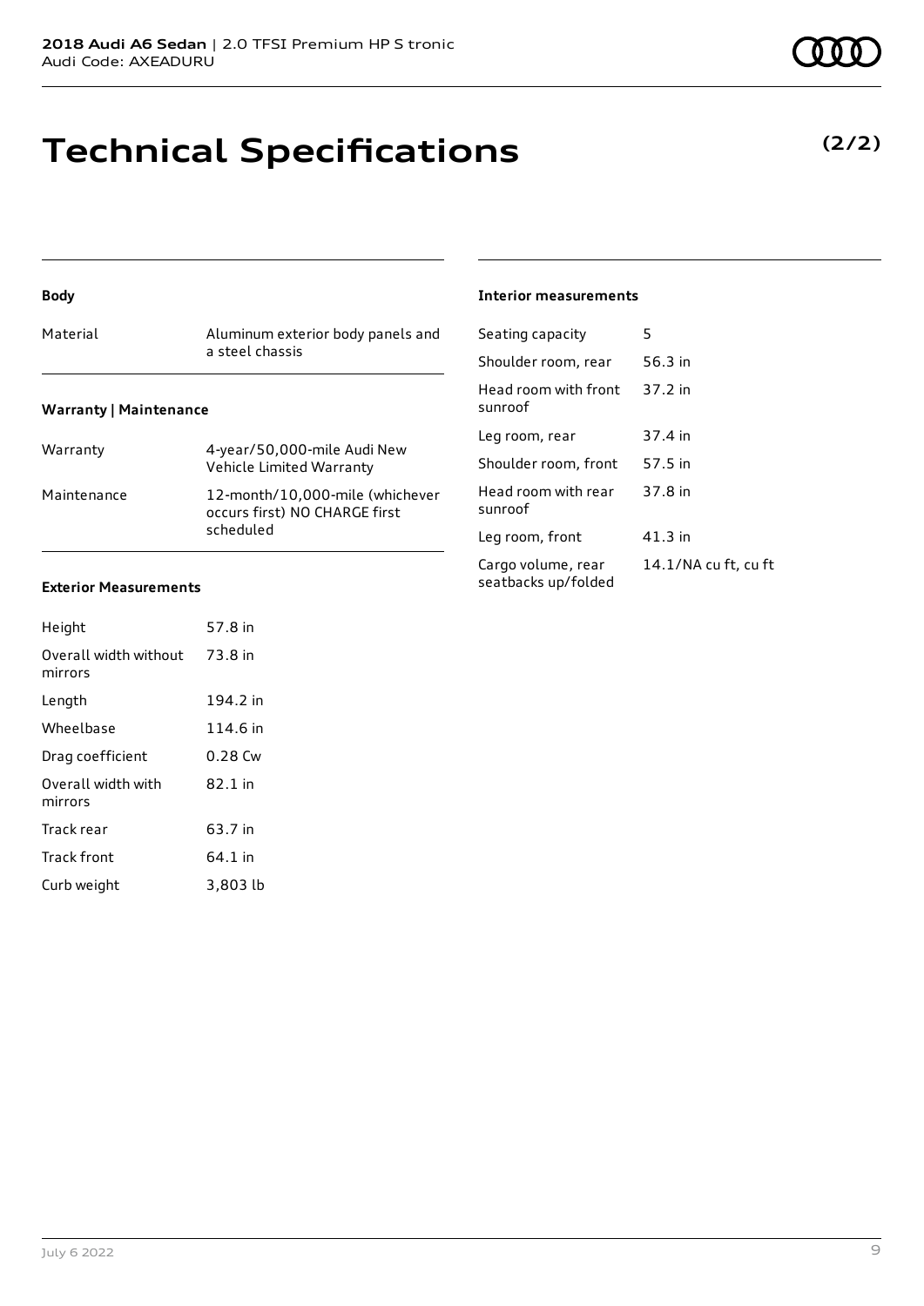# Technical Specifications

**(2/2)**

### Body

| Material | Aluminum exterior body panels and a steel chassis |
| --- | --- |

### Warranty | Maintenance

| Warranty | 4-year/50,000-mile Audi New Vehicle Limited Warranty |
| --- | --- |
| Maintenance | 12-month/10,000-mile (whichever occurs first) NO CHARGE first scheduled |

### Exterior Measurements

| Height | 57.8 in |
| --- | --- |
| Overall width without mirrors | 73.8 in |
| Length | 194.2 in |
| Wheelbase | 114.6 in |
| Drag coefficient | 0.28 Cw |
| Overall width with mirrors | 82.1 in |
| Track rear | 63.7 in |
| Track front | 64.1 in |
| Curb weight | 3,803 lb |

### Interior measurements

| Seating capacity | 5 |
| --- | --- |
| Shoulder room, rear | 56.3 in |
| Head room with front sunroof | 37.2 in |
| Leg room, rear | 37.4 in |
| Shoulder room, front | 57.5 in |
| Head room with rear sunroof | 37.8 in |
| Leg room, front | 41.3 in |
| Cargo volume, rear seatbacks up/folded | 14.1/NA cu ft, cu ft |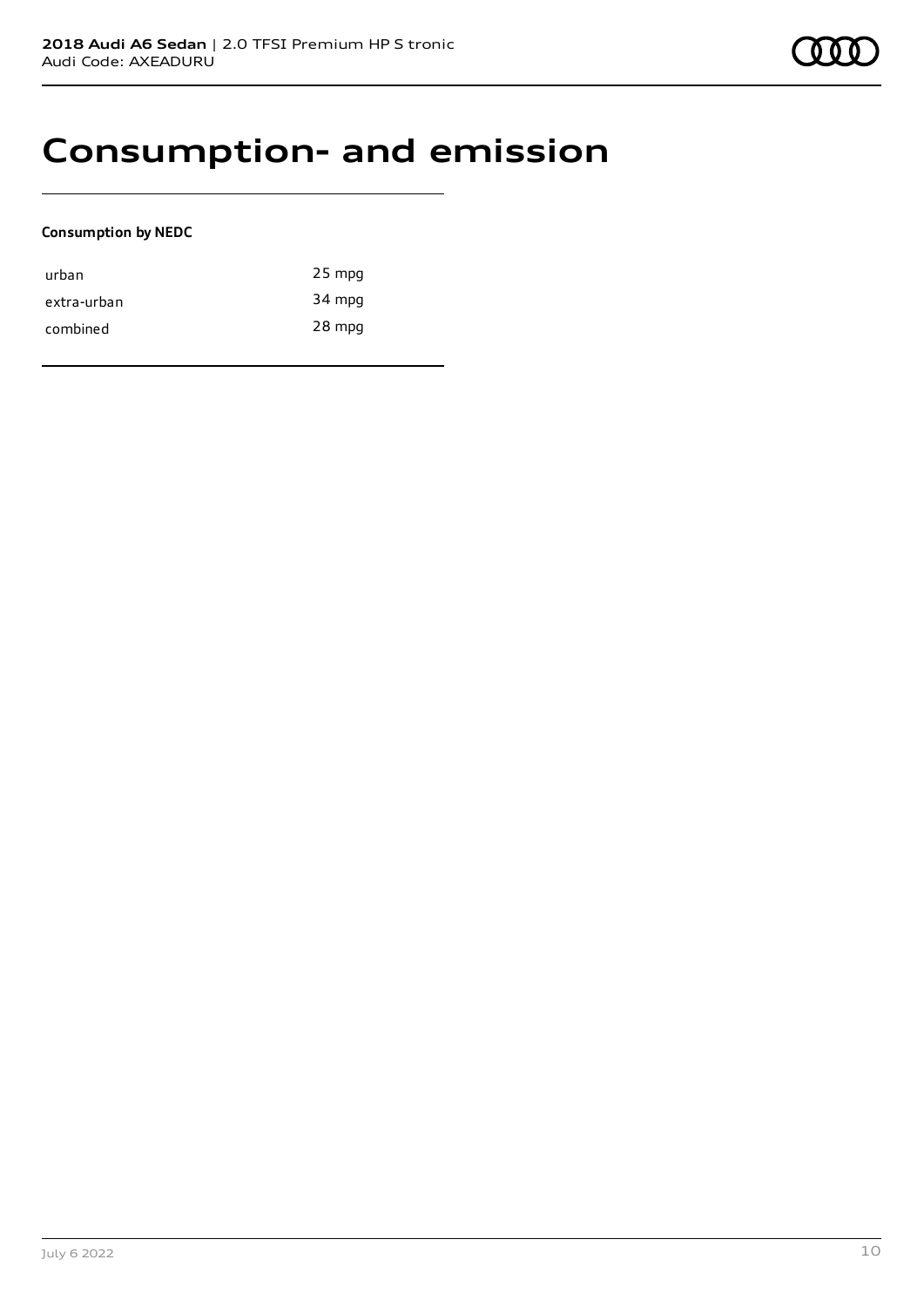# Consumption- and emission

**Consumption by NEDC**

| | |
|---|---|
| urban | 25 mpg |
| extra-urban | 34 mpg |
| combined | 28 mpg |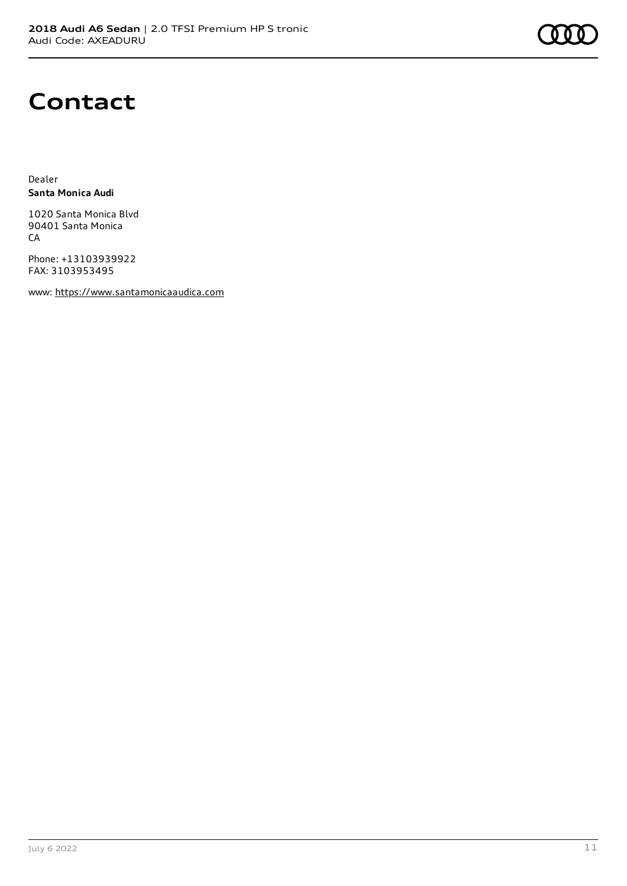# Contact

Dealer
**Santa Monica Audi**

1020 Santa Monica Blvd
90401 Santa Monica
CA

Phone: +13103939922
FAX: 3103953495

www: https://www.santamonicaaudica.com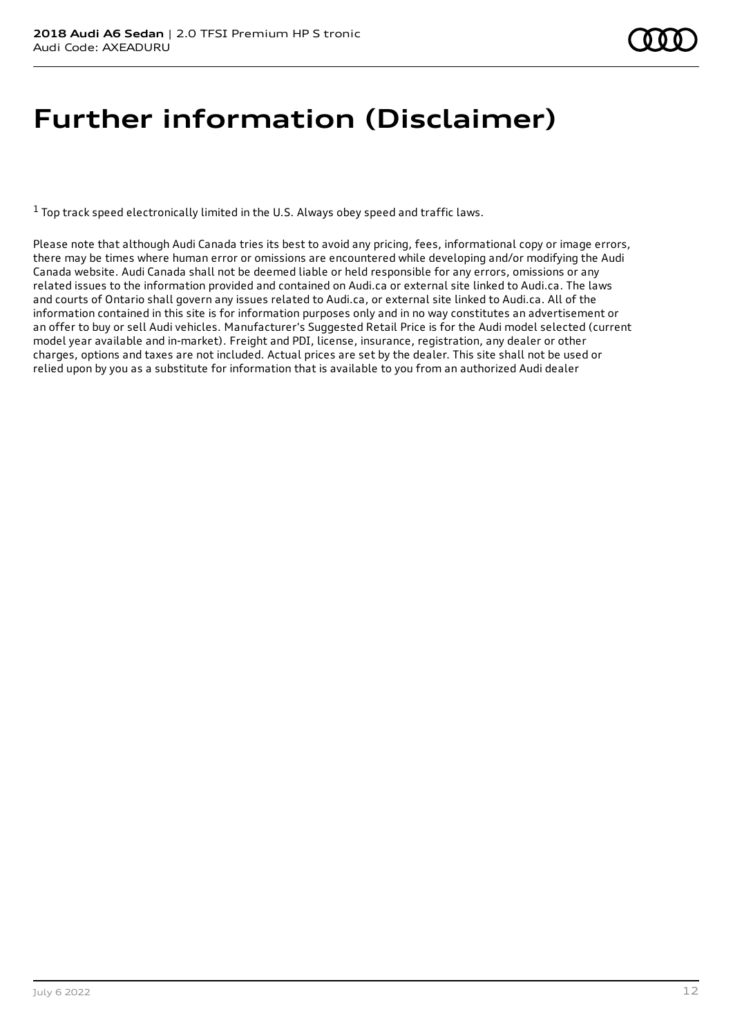# Further information (Disclaimer)

[1] Top track speed electronically limited in the U.S. Always obey speed and traffic laws.

Please note that although Audi Canada tries its best to avoid any pricing, fees, informational copy or image errors, there may be times where human error or omissions are encountered while developing and/or modifying the Audi Canada website. Audi Canada shall not be deemed liable or held responsible for any errors, omissions or any related issues to the information provided and contained on Audi.ca or external site linked to Audi.ca. The laws and courts of Ontario shall govern any issues related to Audi.ca, or external site linked to Audi.ca. All of the information contained in this site is for information purposes only and in no way constitutes an advertisement or an offer to buy or sell Audi vehicles. Manufacturer's Suggested Retail Price is for the Audi model selected (current model year available and in-market). Freight and PDI, license, insurance, registration, any dealer or other charges, options and taxes are not included. Actual prices are set by the dealer. This site shall not be used or relied upon by you as a substitute for information that is available to you from an authorized Audi dealer